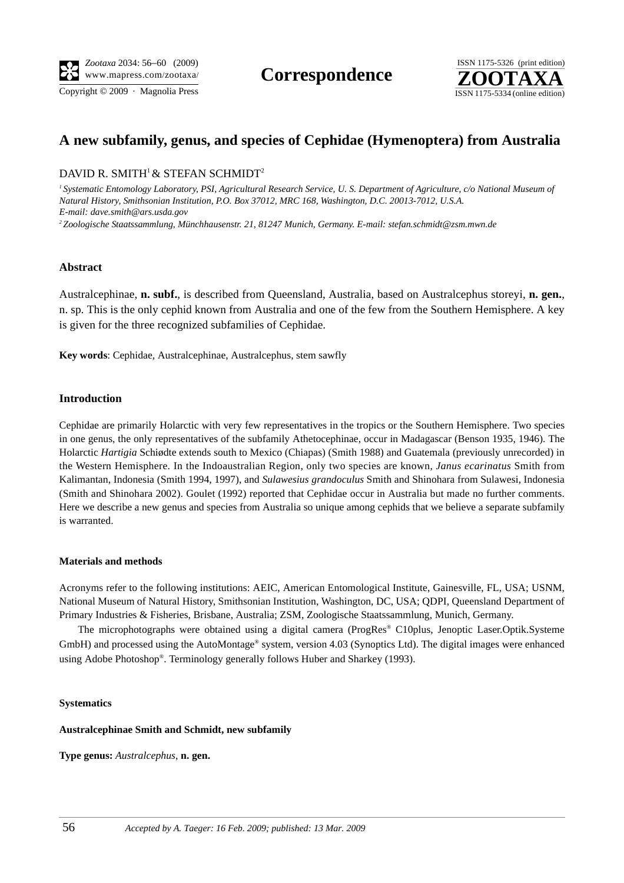**Correspondence**

# A new subfamily, genus, and species of Cephidae (Hymenoptera) from Australia

DAVID R. SMITH[1] & STEFAN SCHMIDT[2]

[1] *Systematic Entomology Laboratory, PSI, Agricultural Research Service, U. S. Department of Agriculture, c/o National Museum of Natural History, Smithsonian Institution, P.O. Box 37012, MRC 168, Washington, D.C. 20013-7012, U.S.A. E-mail: dave.smith@ars.usda.gov*

[2] *Zoologische Staatssammlung, Münchhausenstr. 21, 81247 Munich, Germany. E-mail: stefan.schmidt@zsm.mwn.de*

## Abstract

Australcephinae, **n. subf.**, is described from Queensland, Australia, based on Australcephus storeyi, **n. gen.**, n. sp. This is the only cephid known from Australia and one of the few from the Southern Hemisphere. A key is given for the three recognized subfamilies of Cephidae.

**Key words**: Cephidae, Australcephinae, Australcephus, stem sawfly

## Introduction

Cephidae are primarily Holarctic with very few representatives in the tropics or the Southern Hemisphere. Two species in one genus, the only representatives of the subfamily Athetocephinae, occur in Madagascar (Benson 1935, 1946). The Holarctic *Hartigia* Schiødte extends south to Mexico (Chiapas) (Smith 1988) and Guatemala (previously unrecorded) in the Western Hemisphere. In the Indoaustralian Region, only two species are known, *Janus ecarinatus* Smith from Kalimantan, Indonesia (Smith 1994, 1997), and *Sulawesius grandoculus* Smith and Shinohara from Sulawesi, Indonesia (Smith and Shinohara 2002). Goulet (1992) reported that Cephidae occur in Australia but made no further comments. Here we describe a new genus and species from Australia so unique among cephids that we believe a separate subfamily is warranted.

### Materials and methods

Acronyms refer to the following institutions: AEIC, American Entomological Institute, Gainesville, FL, USA; USNM, National Museum of Natural History, Smithsonian Institution, Washington, DC, USA; QDPI, Queensland Department of Primary Industries & Fisheries, Brisbane, Australia; ZSM, Zoologische Staatssammlung, Munich, Germany.

The microphotographs were obtained using a digital camera (ProgRes® C10plus, Jenoptic Laser.Optik.Systeme GmbH) and processed using the AutoMontage® system, version 4.03 (Synoptics Ltd). The digital images were enhanced using Adobe Photoshop®. Terminology generally follows Huber and Sharkey (1993).

### Systematics

**Australcephinae Smith and Schmidt, new subfamily**

**Type genus:** *Australcephus*, **n. gen.**

*Accepted by A. Taeger: 16 Feb. 2009; published: 13 Mar. 2009*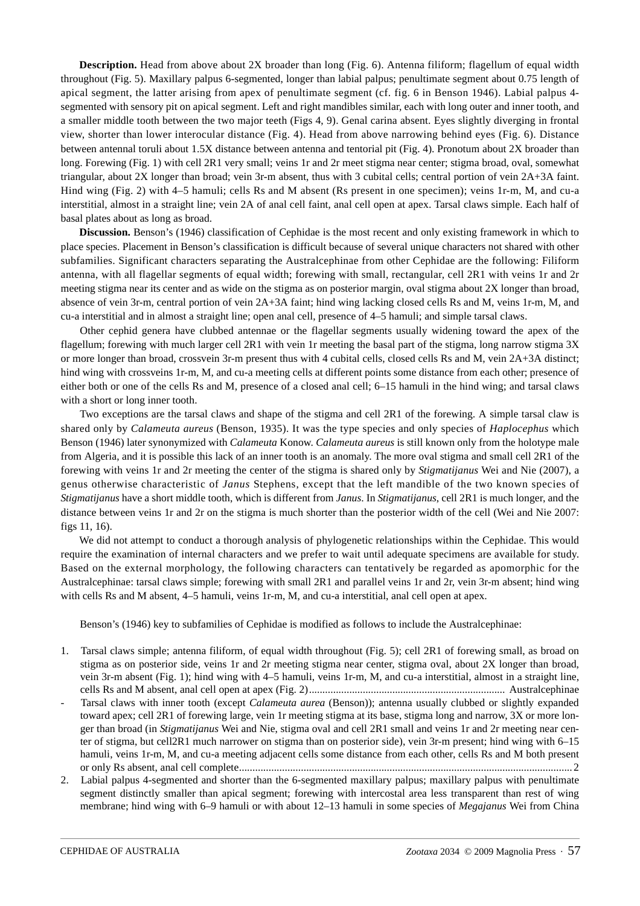**Description.** Head from above about 2X broader than long (Fig. 6). Antenna filiform; flagellum of equal width throughout (Fig. 5). Maxillary palpus 6-segmented, longer than labial palpus; penultimate segment about 0.75 length of apical segment, the latter arising from apex of penultimate segment (cf. fig. 6 in Benson 1946). Labial palpus 4-segmented with sensory pit on apical segment. Left and right mandibles similar, each with long outer and inner tooth, and a smaller middle tooth between the two major teeth (Figs 4, 9). Genal carina absent. Eyes slightly diverging in frontal view, shorter than lower interocular distance (Fig. 4). Head from above narrowing behind eyes (Fig. 6). Distance between antennal toruli about 1.5X distance between antenna and tentorial pit (Fig. 4). Pronotum about 2X broader than long. Forewing (Fig. 1) with cell 2R1 very small; veins 1r and 2r meet stigma near center; stigma broad, oval, somewhat triangular, about 2X longer than broad; vein 3r-m absent, thus with 3 cubital cells; central portion of vein 2A+3A faint. Hind wing (Fig. 2) with 4–5 hamuli; cells Rs and M absent (Rs present in one specimen); veins 1r-m, M, and cu-a interstitial, almost in a straight line; vein 2A of anal cell faint, anal cell open at apex. Tarsal claws simple. Each half of basal plates about as long as broad.

**Discussion.** Benson's (1946) classification of Cephidae is the most recent and only existing framework in which to place species. Placement in Benson's classification is difficult because of several unique characters not shared with other subfamilies. Significant characters separating the Australcephinae from other Cephidae are the following: Filiform antenna, with all flagellar segments of equal width; forewing with small, rectangular, cell 2R1 with veins 1r and 2r meeting stigma near its center and as wide on the stigma as on posterior margin, oval stigma about 2X longer than broad, absence of vein 3r-m, central portion of vein 2A+3A faint; hind wing lacking closed cells Rs and M, veins 1r-m, M, and cu-a interstitial and in almost a straight line; open anal cell, presence of 4–5 hamuli; and simple tarsal claws.

Other cephid genera have clubbed antennae or the flagellar segments usually widening toward the apex of the flagellum; forewing with much larger cell 2R1 with vein 1r meeting the basal part of the stigma, long narrow stigma 3X or more longer than broad, crossvein 3r-m present thus with 4 cubital cells, closed cells Rs and M, vein 2A+3A distinct; hind wing with crossveins 1r-m, M, and cu-a meeting cells at different points some distance from each other; presence of either both or one of the cells Rs and M, presence of a closed anal cell; 6–15 hamuli in the hind wing; and tarsal claws with a short or long inner tooth.

Two exceptions are the tarsal claws and shape of the stigma and cell 2R1 of the forewing. A simple tarsal claw is shared only by *Calameuta aureus* (Benson, 1935). It was the type species and only species of *Haplocephus* which Benson (1946) later synonymized with *Calameuta* Konow. *Calameuta aureus* is still known only from the holotype male from Algeria, and it is possible this lack of an inner tooth is an anomaly. The more oval stigma and small cell 2R1 of the forewing with veins 1r and 2r meeting the center of the stigma is shared only by *Stigmatijanus* Wei and Nie (2007), a genus otherwise characteristic of *Janus* Stephens, except that the left mandible of the two known species of *Stigmatijanus* have a short middle tooth, which is different from *Janus*. In *Stigmatijanus*, cell 2R1 is much longer, and the distance between veins 1r and 2r on the stigma is much shorter than the posterior width of the cell (Wei and Nie 2007: figs 11, 16).

We did not attempt to conduct a thorough analysis of phylogenetic relationships within the Cephidae. This would require the examination of internal characters and we prefer to wait until adequate specimens are available for study. Based on the external morphology, the following characters can tentatively be regarded as apomorphic for the Australcephinae: tarsal claws simple; forewing with small 2R1 and parallel veins 1r and 2r, vein 3r-m absent; hind wing with cells Rs and M absent, 4–5 hamuli, veins 1r-m, M, and cu-a interstitial, anal cell open at apex.

Benson's (1946) key to subfamilies of Cephidae is modified as follows to include the Australcephinae:

1. Tarsal claws simple; antenna filiform, of equal width throughout (Fig. 5); cell 2R1 of forewing small, as broad on stigma as on posterior side, veins 1r and 2r meeting stigma near center, stigma oval, about 2X longer than broad, vein 3r-m absent (Fig. 1); hind wing with 4–5 hamuli, veins 1r-m, M, and cu-a interstitial, almost in a straight line, cells Rs and M absent, anal cell open at apex (Fig. 2)......................................................................... Australcephinae
- Tarsal claws with inner tooth (except *Calameuta aurea* (Benson)); antenna usually clubbed or slightly expanded toward apex; cell 2R1 of forewing large, vein 1r meeting stigma at its base, stigma long and narrow, 3X or more longer than broad (in *Stigmatijanus* Wei and Nie, stigma oval and cell 2R1 small and veins 1r and 2r meeting center of stigma, but cell2R1 much narrower on stigma than on posterior side), vein 3r-m present; hind wing with 6–15 hamuli, veins 1r-m, M, and cu-a meeting adjacent cells some distance from each other, cells Rs and M both present or only Rs absent, anal cell complete...........................................................................................................................2
2. Labial palpus 4-segmented and shorter than the 6-segmented maxillary palpus; maxillary palpus with penultimate segment distinctly smaller than apical segment; forewing with intercostal area less transparent than rest of wing membrane; hind wing with 6–9 hamuli or with about 12–13 hamuli in some species of *Megajanus* Wei from China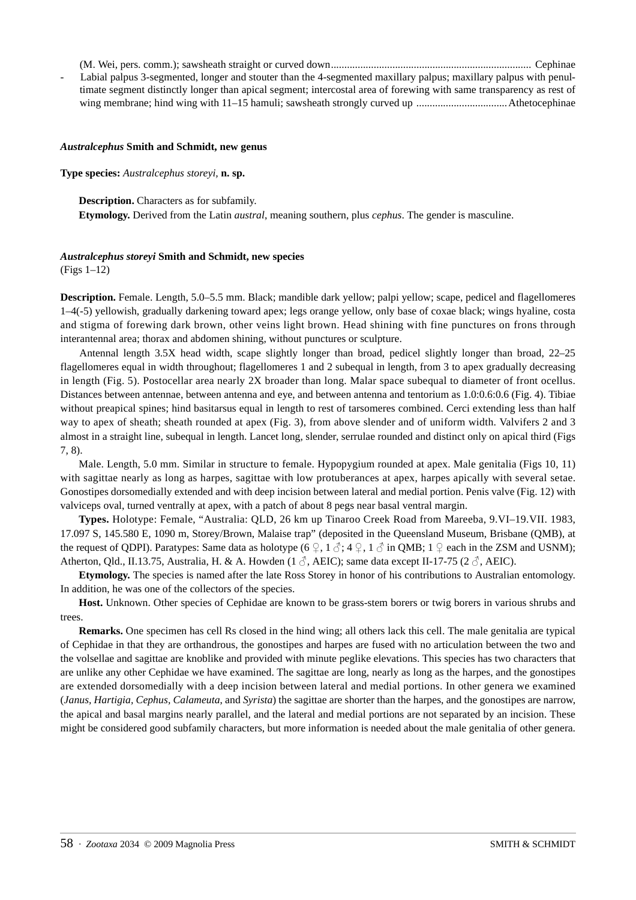(M. Wei, pers. comm.); sawsheath straight or curved down.......................................................................... Cephinae

- Labial palpus 3-segmented, longer and stouter than the 4-segmented maxillary palpus; maxillary palpus with penultimate segment distinctly longer than apical segment; intercostal area of forewing with same transparency as rest of wing membrane; hind wing with 11–15 hamuli; sawsheath strongly curved up .................................Athetocephinae

***Australcephus* Smith and Schmidt, new genus**

**Type species:** *Australcephus storeyi*, **n. sp.**

**Description.** Characters as for subfamily.

**Etymology.** Derived from the Latin *austral*, meaning southern, plus *cephus*. The gender is masculine.

***Australcephus storeyi* Smith and Schmidt, new species**
(Figs 1–12)

**Description.** Female. Length, 5.0–5.5 mm. Black; mandible dark yellow; palpi yellow; scape, pedicel and flagellomeres 1–4(-5) yellowish, gradually darkening toward apex; legs orange yellow, only base of coxae black; wings hyaline, costa and stigma of forewing dark brown, other veins light brown. Head shining with fine punctures on frons through interantennal area; thorax and abdomen shining, without punctures or sculpture.

Antennal length 3.5X head width, scape slightly longer than broad, pedicel slightly longer than broad, 22–25 flagellomeres equal in width throughout; flagellomeres 1 and 2 subequal in length, from 3 to apex gradually decreasing in length (Fig. 5). Postocellar area nearly 2X broader than long. Malar space subequal to diameter of front ocellus. Distances between antennae, between antenna and eye, and between antenna and tentorium as 1.0:0.6:0.6 (Fig. 4). Tibiae without preapical spines; hind basitarsus equal in length to rest of tarsomeres combined. Cerci extending less than half way to apex of sheath; sheath rounded at apex (Fig. 3), from above slender and of uniform width. Valvifers 2 and 3 almost in a straight line, subequal in length. Lancet long, slender, serrulae rounded and distinct only on apical third (Figs 7, 8).

Male. Length, 5.0 mm. Similar in structure to female. Hypopygium rounded at apex. Male genitalia (Figs 10, 11) with sagittae nearly as long as harpes, sagittae with low protuberances at apex, harpes apically with several setae. Gonostipes dorsomedially extended and with deep incision between lateral and medial portion. Penis valve (Fig. 12) with valviceps oval, turned ventrally at apex, with a patch of about 8 pegs near basal ventral margin.

**Types.** Holotype: Female, "Australia: QLD, 26 km up Tinaroo Creek Road from Mareeba, 9.VI–19.VII. 1983, 17.097 S, 145.580 E, 1090 m, Storey/Brown, Malaise trap" (deposited in the Queensland Museum, Brisbane (QMB), at the request of QDPI). Paratypes: Same data as holotype (6 ♀, 1 ♂; 4 ♀, 1 ♂ in QMB; 1 ♀ each in the ZSM and USNM); Atherton, Qld., II.13.75, Australia, H. & A. Howden (1 ♂, AEIC); same data except II-17-75 (2 ♂, AEIC).

**Etymology.** The species is named after the late Ross Storey in honor of his contributions to Australian entomology. In addition, he was one of the collectors of the species.

**Host.** Unknown. Other species of Cephidae are known to be grass-stem borers or twig borers in various shrubs and trees.

**Remarks.** One specimen has cell Rs closed in the hind wing; all others lack this cell. The male genitalia are typical of Cephidae in that they are orthandrous, the gonostipes and harpes are fused with no articulation between the two and the volsellae and sagittae are knoblike and provided with minute peglike elevations. This species has two characters that are unlike any other Cephidae we have examined. The sagittae are long, nearly as long as the harpes, and the gonostipes are extended dorsomedially with a deep incision between lateral and medial portions. In other genera we examined (*Janus, Hartigia, Cephus, Calameuta*, and *Syrista*) the sagittae are shorter than the harpes, and the gonostipes are narrow, the apical and basal margins nearly parallel, and the lateral and medial portions are not separated by an incision. These might be considered good subfamily characters, but more information is needed about the male genitalia of other genera.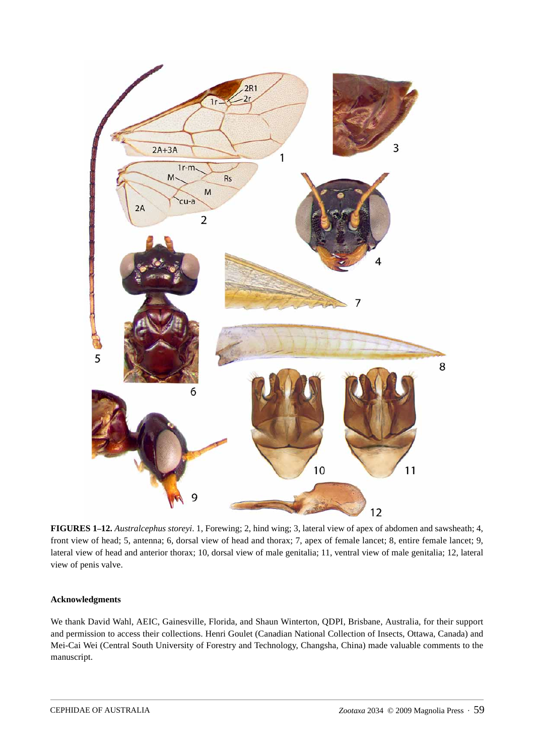**FIGURES 1–12.** *Australcephus storeyi*. 1, Forewing; 2, hind wing; 3, lateral view of apex of abdomen and sawsheath; 4, front view of head; 5, antenna; 6, dorsal view of head and thorax; 7, apex of female lancet; 8, entire female lancet; 9, lateral view of head and anterior thorax; 10, dorsal view of male genitalia; 11, ventral view of male genitalia; 12, lateral view of penis valve.

#### Acknowledgments

We thank David Wahl, AEIC, Gainesville, Florida, and Shaun Winterton, QDPI, Brisbane, Australia, for their support and permission to access their collections. Henri Goulet (Canadian National Collection of Insects, Ottawa, Canada) and Mei-Cai Wei (Central South University of Forestry and Technology, Changsha, China) made valuable comments to the manuscript.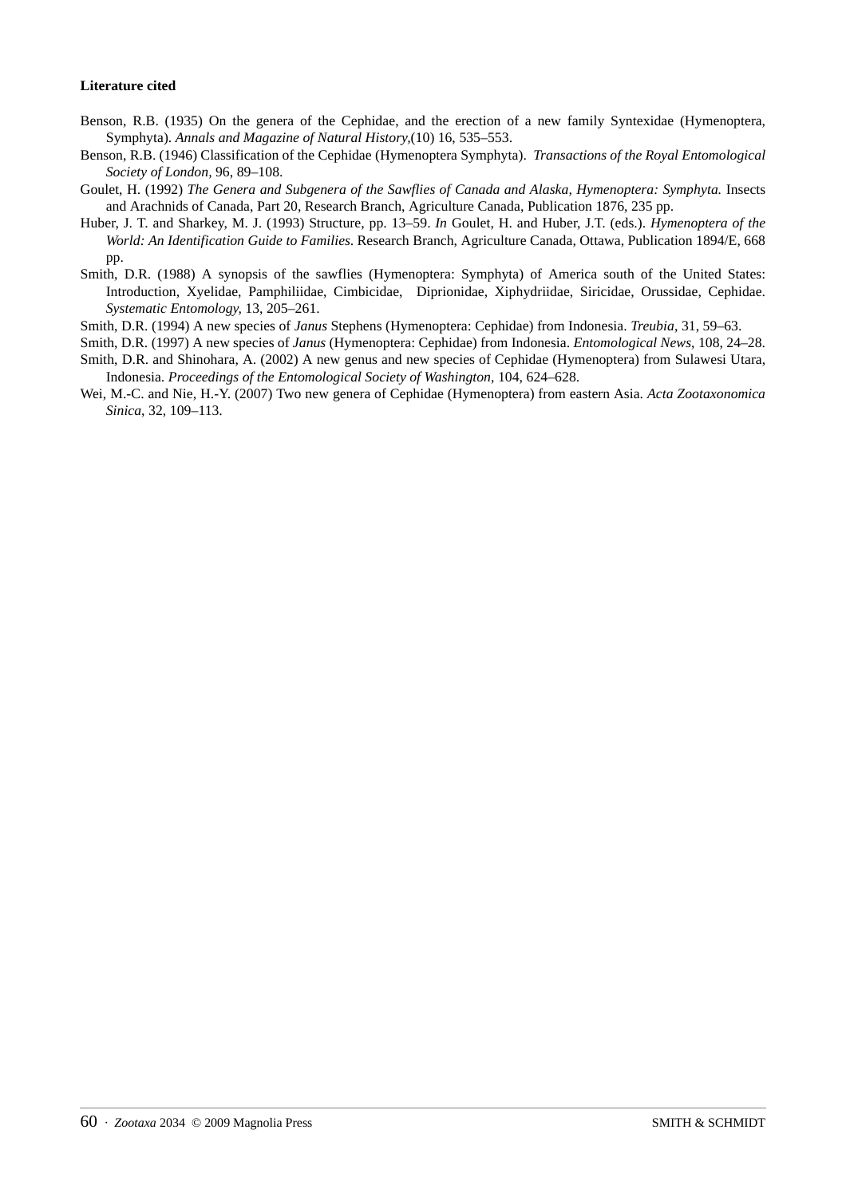**Literature cited**

Benson, R.B. (1935) On the genera of the Cephidae, and the erection of a new family Syntexidae (Hymenoptera, Symphyta). *Annals and Magazine of Natural History*,(10) 16, 535–553.

Benson, R.B. (1946) Classification of the Cephidae (Hymenoptera Symphyta). *Transactions of the Royal Entomological Society of London,* 96, 89–108.

Goulet, H. (1992) *The Genera and Subgenera of the Sawflies of Canada and Alaska, Hymenoptera: Symphyta.* Insects and Arachnids of Canada, Part 20, Research Branch, Agriculture Canada, Publication 1876, 235 pp.

Huber, J. T. and Sharkey, M. J. (1993) Structure, pp. 13–59. *In* Goulet, H. and Huber, J.T. (eds.). *Hymenoptera of the World: An Identification Guide to Families*. Research Branch, Agriculture Canada, Ottawa, Publication 1894/E, 668 pp.

Smith, D.R. (1988) A synopsis of the sawflies (Hymenoptera: Symphyta) of America south of the United States: Introduction, Xyelidae, Pamphiliidae, Cimbicidae, Diprionidae, Xiphydriidae, Siricidae, Orussidae, Cephidae. *Systematic Entomology,* 13, 205–261.

Smith, D.R. (1994) A new species of *Janus* Stephens (Hymenoptera: Cephidae) from Indonesia. *Treubia*, 31, 59–63.

Smith, D.R. (1997) A new species of *Janus* (Hymenoptera: Cephidae) from Indonesia. *Entomological News*, 108, 24–28.

Smith, D.R. and Shinohara, A. (2002) A new genus and new species of Cephidae (Hymenoptera) from Sulawesi Utara, Indonesia. *Proceedings of the Entomological Society of Washington,* 104, 624–628.

Wei, M.-C. and Nie, H.-Y. (2007) Two new genera of Cephidae (Hymenoptera) from eastern Asia. *Acta Zootaxonomica Sinica*, 32, 109–113.